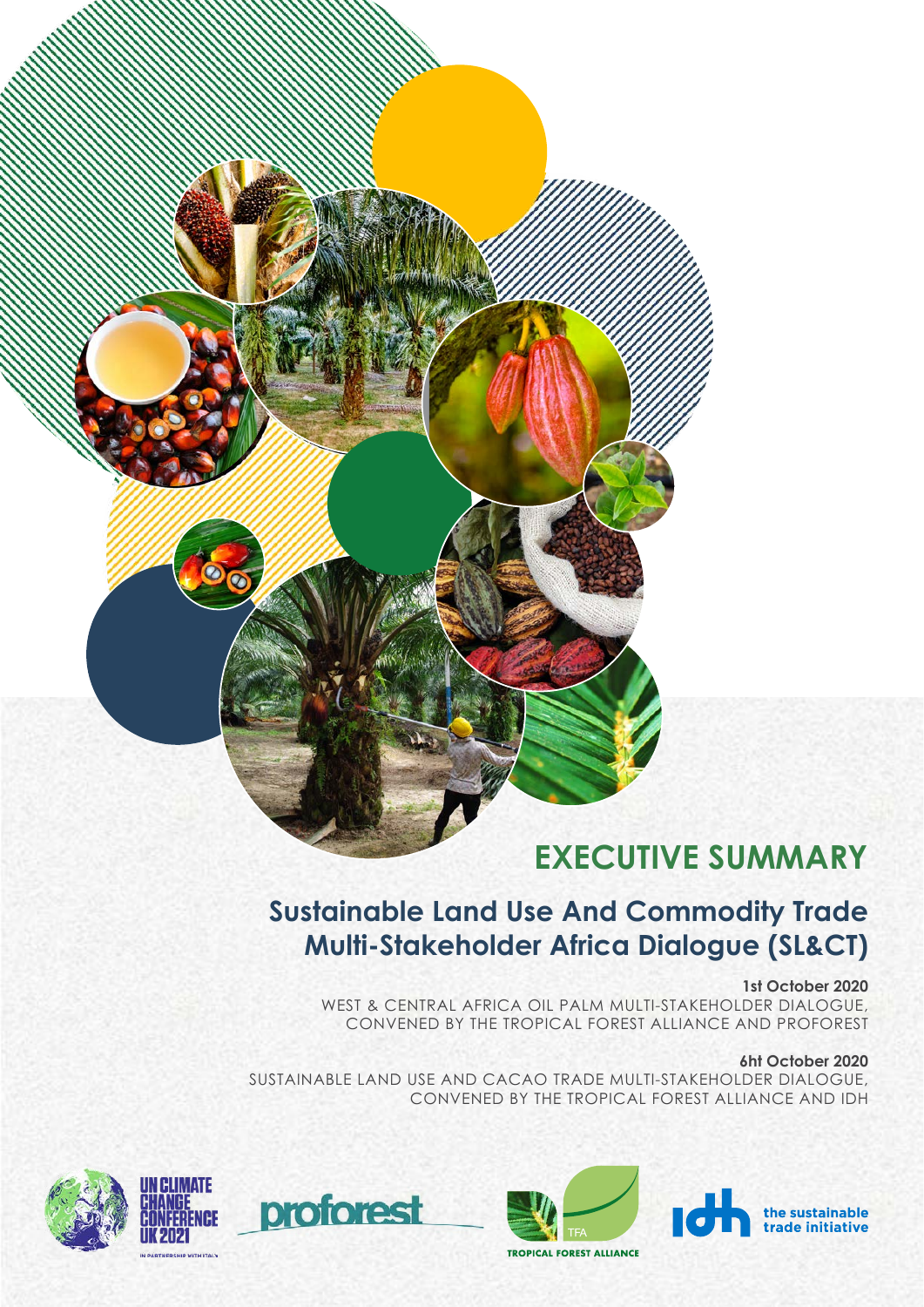# EXECUTIVE SUMMARY

## Sustainable Land Use And Commodity Trade Multi-Stakeholder Africa Dialogue (SL&CT)

**1st October 2020**
WEST & CENTRAL AFRICA OIL PALM MULTI-STAKEHOLDER DIALOGUE, CONVENED BY THE TROPICAL FOREST ALLIANCE AND PROFOREST

**6ht October 2020**
SUSTAINABLE LAND USE AND CACAO TRADE MULTI-STAKEHOLDER DIALOGUE, CONVENED BY THE TROPICAL FOREST ALLIANCE AND IDH

UN CLIMATE CHANGE CONFERENCE UK 2021
IN PARTNERSHIP WITH ITALY

proforest

TFA
TROPICAL FOREST ALLIANCE

idh the sustainable trade initiative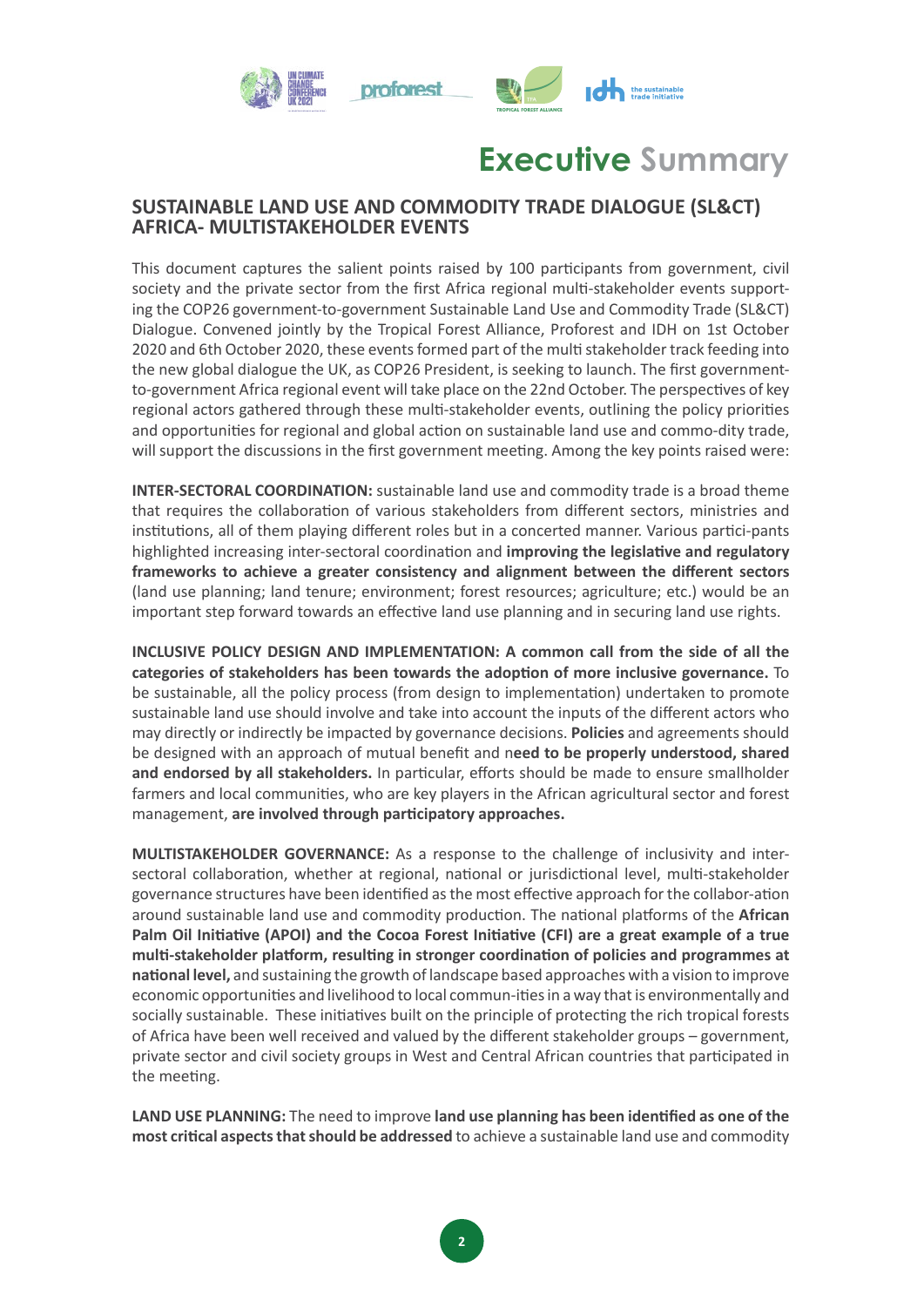# Executive Summary

## SUSTAINABLE LAND USE AND COMMODITY TRADE DIALOGUE (SL&CT) AFRICA- MULTISTAKEHOLDER EVENTS

This document captures the salient points raised by 100 participants from government, civil society and the private sector from the first Africa regional multi-stakeholder events supporting the COP26 government-to-government Sustainable Land Use and Commodity Trade (SL&CT) Dialogue. Convened jointly by the Tropical Forest Alliance, Proforest and IDH on 1st October 2020 and 6th October 2020, these events formed part of the multi stakeholder track feeding into the new global dialogue the UK, as COP26 President, is seeking to launch. The first government-to-government Africa regional event will take place on the 22nd October. The perspectives of key regional actors gathered through these multi-stakeholder events, outlining the policy priorities and opportunities for regional and global action on sustainable land use and commo-dity trade, will support the discussions in the first government meeting. Among the key points raised were:

**INTER-SECTORAL COORDINATION:** sustainable land use and commodity trade is a broad theme that requires the collaboration of various stakeholders from different sectors, ministries and institutions, all of them playing different roles but in a concerted manner. Various partici-pants highlighted increasing inter-sectoral coordination and **improving the legislative and regulatory frameworks to achieve a greater consistency and alignment between the different sectors** (land use planning; land tenure; environment; forest resources; agriculture; etc.) would be an important step forward towards an effective land use planning and in securing land use rights.

**INCLUSIVE POLICY DESIGN AND IMPLEMENTATION: A common call from the side of all the categories of stakeholders has been towards the adoption of more inclusive governance.** To be sustainable, all the policy process (from design to implementation) undertaken to promote sustainable land use should involve and take into account the inputs of the different actors who may directly or indirectly be impacted by governance decisions. **Policies** and agreements should be designed with an approach of mutual benefit and n**eed to be properly understood, shared and endorsed by all stakeholders.** In particular, efforts should be made to ensure smallholder farmers and local communities, who are key players in the African agricultural sector and forest management, **are involved through participatory approaches.**

**MULTISTAKEHOLDER GOVERNANCE:** As a response to the challenge of inclusivity and inter-sectoral collaboration, whether at regional, national or jurisdictional level, multi-stakeholder governance structures have been identified as the most effective approach for the collabor-ation around sustainable land use and commodity production. The national platforms of the **African Palm Oil Initiative (APOI) and the Cocoa Forest Initiative (CFI) are a great example of a true multi-stakeholder platform, resulting in stronger coordination of policies and programmes at national level,** and sustaining the growth of landscape based approaches with a vision to improve economic opportunities and livelihood to local commun-ities in a way that is environmentally and socially sustainable. These initiatives built on the principle of protecting the rich tropical forests of Africa have been well received and valued by the different stakeholder groups – government, private sector and civil society groups in West and Central African countries that participated in the meeting.

**LAND USE PLANNING:** The need to improve **land use planning has been identified as one of the most critical aspects that should be addressed** to achieve a sustainable land use and commodity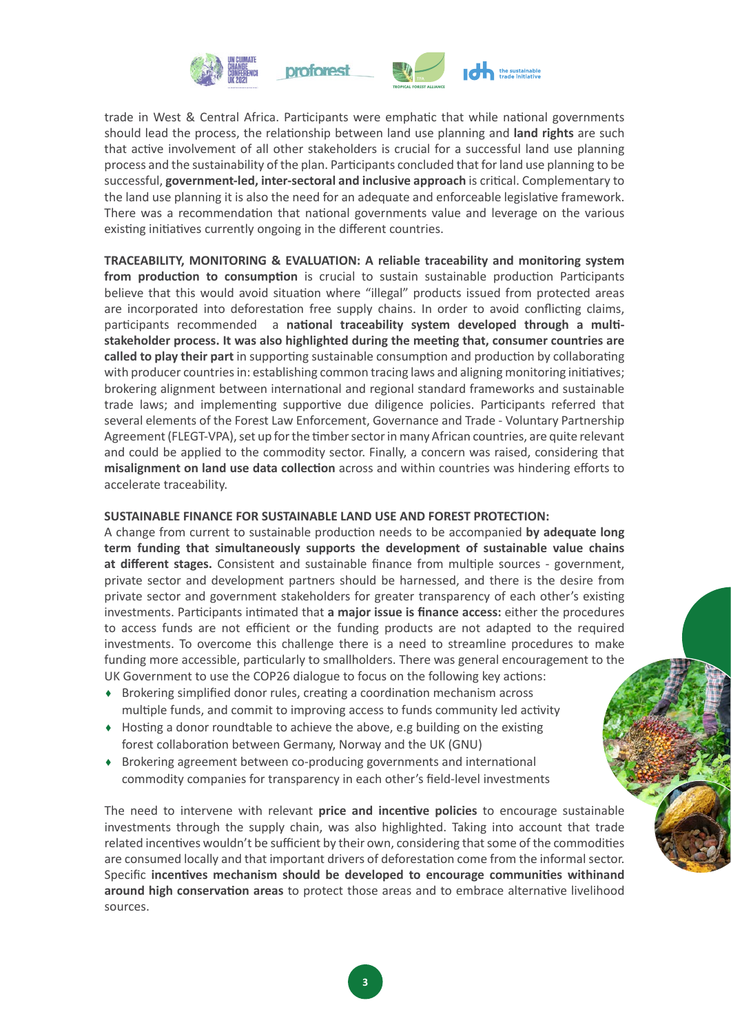trade in West & Central Africa. Participants were emphatic that while national governments should lead the process, the relationship between land use planning and **land rights** are such that active involvement of all other stakeholders is crucial for a successful land use planning process and the sustainability of the plan. Participants concluded that for land use planning to be successful, **government-led, inter-sectoral and inclusive approach** is critical. Complementary to the land use planning it is also the need for an adequate and enforceable legislative framework. There was a recommendation that national governments value and leverage on the various existing initiatives currently ongoing in the different countries.

**TRACEABILITY, MONITORING & EVALUATION: A reliable traceability and monitoring system from production to consumption** is crucial to sustain sustainable production Participants believe that this would avoid situation where "illegal" products issued from protected areas are incorporated into deforestation free supply chains. In order to avoid conflicting claims, participants recommended a **national traceability system developed through a multi-stakeholder process. It was also highlighted during the meeting that, consumer countries are called to play their part** in supporting sustainable consumption and production by collaborating with producer countries in: establishing common tracing laws and aligning monitoring initiatives; brokering alignment between international and regional standard frameworks and sustainable trade laws; and implementing supportive due diligence policies. Participants referred that several elements of the Forest Law Enforcement, Governance and Trade - Voluntary Partnership Agreement (FLEGT-VPA), set up for the timber sector in many African countries, are quite relevant and could be applied to the commodity sector. Finally, a concern was raised, considering that **misalignment on land use data collection** across and within countries was hindering efforts to accelerate traceability.

**SUSTAINABLE FINANCE FOR SUSTAINABLE LAND USE AND FOREST PROTECTION:**

A change from current to sustainable production needs to be accompanied **by adequate long term funding that simultaneously supports the development of sustainable value chains at different stages.** Consistent and sustainable finance from multiple sources - government, private sector and development partners should be harnessed, and there is the desire from private sector and government stakeholders for greater transparency of each other's existing investments. Participants intimated that **a major issue is finance access:** either the procedures to access funds are not efficient or the funding products are not adapted to the required investments. To overcome this challenge there is a need to streamline procedures to make funding more accessible, particularly to smallholders. There was general encouragement to the UK Government to use the COP26 dialogue to focus on the following key actions:

- Brokering simplified donor rules, creating a coordination mechanism across multiple funds, and commit to improving access to funds community led activity
- Hosting a donor roundtable to achieve the above, e.g building on the existing forest collaboration between Germany, Norway and the UK (GNU)
- Brokering agreement between co-producing governments and international commodity companies for transparency in each other's field-level investments

The need to intervene with relevant **price and incentive policies** to encourage sustainable investments through the supply chain, was also highlighted. Taking into account that trade related incentives wouldn't be sufficient by their own, considering that some of the commodities are consumed locally and that important drivers of deforestation come from the informal sector. Specific **incentives mechanism should be developed to encourage communities withinand around high conservation areas** to protect those areas and to embrace alternative livelihood sources.